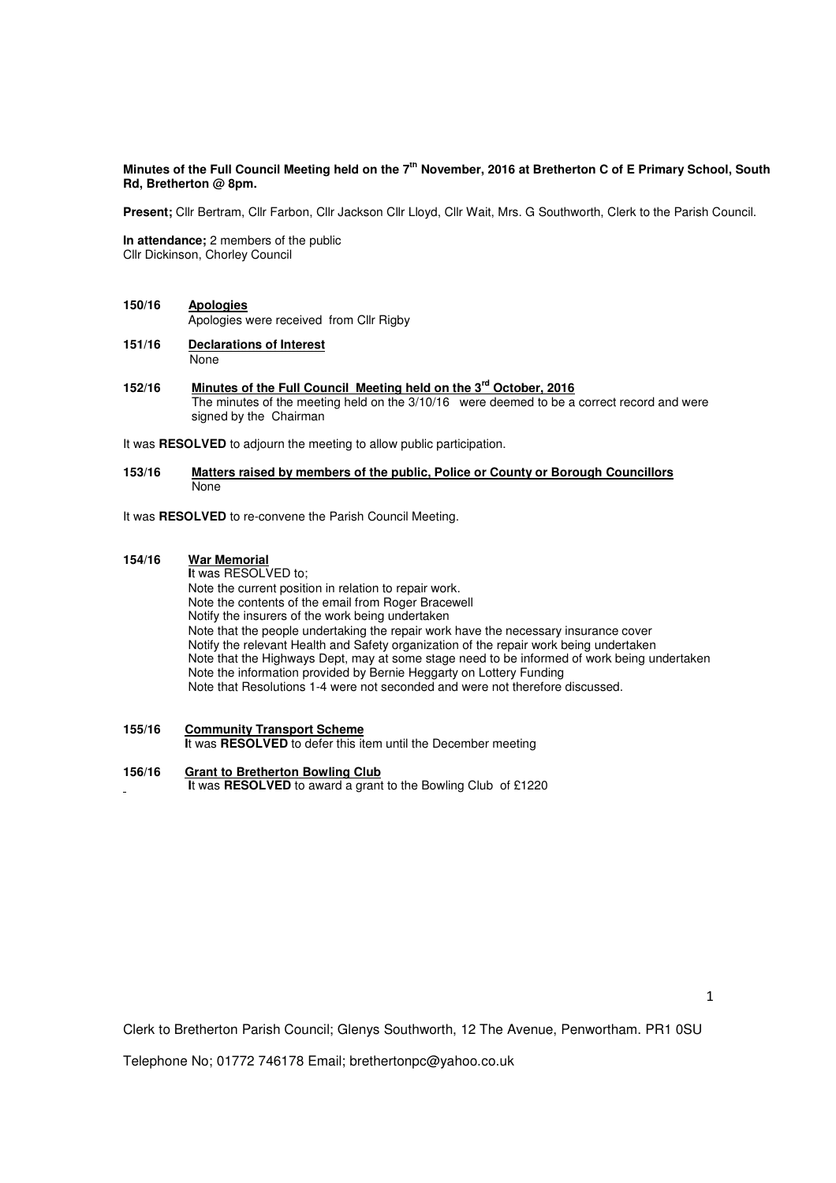**Minutes of the Full Council Meeting held on the 7th November, 2016 at Bretherton C of E Primary School, South Rd, Bretherton @ 8pm.**

**Present;** Cllr Bertram, Cllr Farbon, Cllr Jackson Cllr Lloyd, Cllr Wait, Mrs. G Southworth, Clerk to the Parish Council.

**In attendance;** 2 members of the public
Cllr Dickinson, Chorley Council

**150/16 Apologies**
Apologies were received from Cllr Rigby

**151/16 Declarations of Interest**
None

**152/16 Minutes of the Full Council Meeting held on the 3rd October, 2016**
The minutes of the meeting held on the 3/10/16 were deemed to be a correct record and were signed by the Chairman

It was **RESOLVED** to adjourn the meeting to allow public participation.

**153/16 Matters raised by members of the public, Police or County or Borough Councillors**
None

It was **RESOLVED** to re-convene the Parish Council Meeting.

**154/16 War Memorial**
It was RESOLVED to;
Note the current position in relation to repair work.
Note the contents of the email from Roger Bracewell
Notify the insurers of the work being undertaken
Note that the people undertaking the repair work have the necessary insurance cover
Notify the relevant Health and Safety organization of the repair work being undertaken
Note that the Highways Dept, may at some stage need to be informed of work being undertaken
Note the information provided by Bernie Heggarty on Lottery Funding
Note that Resolutions 1-4 were not seconded and were not therefore discussed.

**155/16 Community Transport Scheme**
It was **RESOLVED** to defer this item until the December meeting

**156/16 Grant to Bretherton Bowling Club**
It was **RESOLVED** to award a grant to the Bowling Club of £1220

Clerk to Bretherton Parish Council; Glenys Southworth, 12 The Avenue, Penwortham. PR1 0SU

Telephone No; 01772 746178 Email; brethertonpc@yahoo.co.uk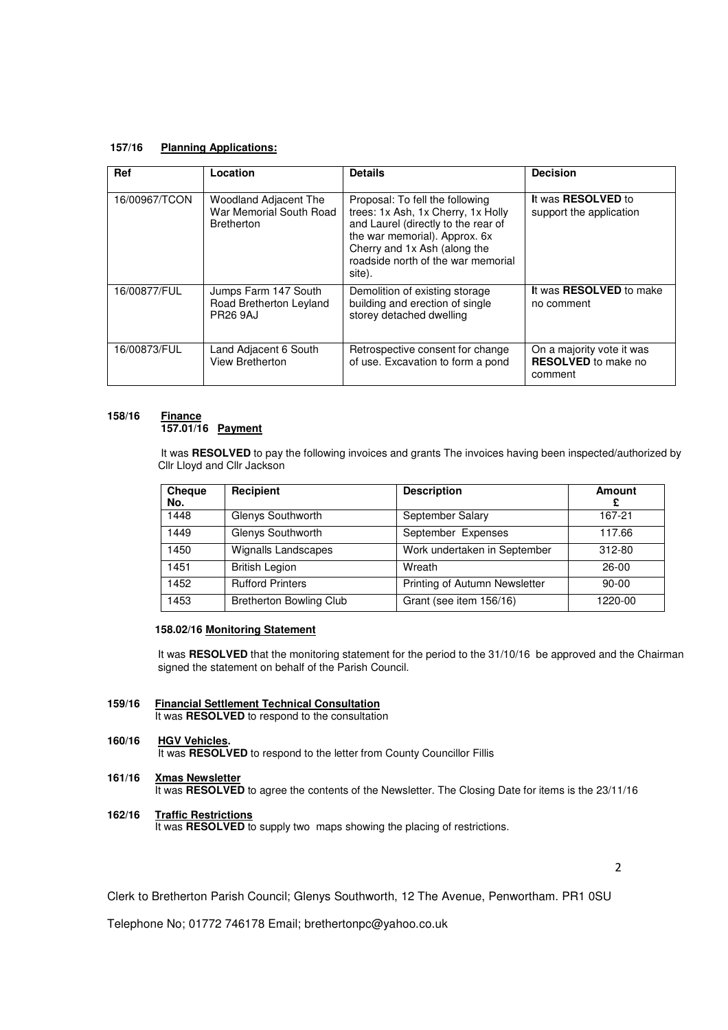**157/16 Planning Applications:**

| Ref | Location | Details | Decision |
|---|---|---|---|
| 16/00967/TCON | Woodland Adjacent The War Memorial South Road Bretherton | Proposal: To fell the following trees: 1x Ash, 1x Cherry, 1x Holly and Laurel (directly to the rear of the war memorial). Approx. 6x Cherry and 1x Ash (along the roadside north of the war memorial site). | It was **RESOLVED** to support the application |
| 16/00877/FUL | Jumps Farm 147 South Road Bretherton Leyland PR26 9AJ | Demolition of existing storage building and erection of single storey detached dwelling | It was **RESOLVED** to make no comment |
| 16/00873/FUL | Land Adjacent 6 South View Bretherton | Retrospective consent for change of use. Excavation to form a pond | On a majority vote it was **RESOLVED** to make no comment |

**158/16 Finance**

**157.01/16 Payment**

It was **RESOLVED** to pay the following invoices and grants The invoices having been inspected/authorized by Cllr Lloyd and Cllr Jackson

| Cheque No. | Recipient | Description | Amount £ |
|---|---|---|---|
| 1448 | Glenys Southworth | September Salary | 167-21 |
| 1449 | Glenys Southworth | September Expenses | 117.66 |
| 1450 | Wignalls Landscapes | Work undertaken in September | 312-80 |
| 1451 | British Legion | Wreath | 26-00 |
| 1452 | Rufford Printers | Printing of Autumn Newsletter | 90-00 |
| 1453 | Bretherton Bowling Club | Grant (see item 156/16) | 1220-00 |

**158.02/16 Monitoring Statement**

It was **RESOLVED** that the monitoring statement for the period to the 31/10/16 be approved and the Chairman signed the statement on behalf of the Parish Council.

**159/16 Financial Settlement Technical Consultation**

It was **RESOLVED** to respond to the consultation

**160/16 HGV Vehicles.**

It was **RESOLVED** to respond to the letter from County Councillor Fillis

**161/16 Xmas Newsletter**

It was **RESOLVED** to agree the contents of the Newsletter. The Closing Date for items is the 23/11/16

**162/16 Traffic Restrictions**

It was **RESOLVED** to supply two maps showing the placing of restrictions.

Clerk to Bretherton Parish Council; Glenys Southworth, 12 The Avenue, Penwortham. PR1 0SU

Telephone No; 01772 746178 Email; brethertonpc@yahoo.co.uk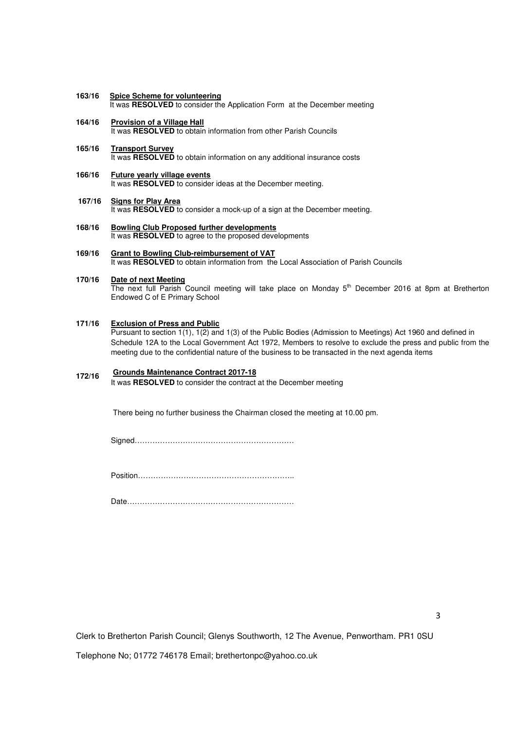**163/16 Spice Scheme for volunteering**

It was **RESOLVED** to consider the Application Form at the December meeting

**164/16 Provision of a Village Hall**

It was **RESOLVED** to obtain information from other Parish Councils

**165/16 Transport Survey**

It was **RESOLVED** to obtain information on any additional insurance costs

**166/16 Future yearly village events**

It was **RESOLVED** to consider ideas at the December meeting.

**167/16 Signs for Play Area**

It was **RESOLVED** to consider a mock-up of a sign at the December meeting.

**168/16 Bowling Club Proposed further developments**

It was **RESOLVED** to agree to the proposed developments

**169/16 Grant to Bowling Club-reimbursement of VAT**

It was **RESOLVED** to obtain information from the Local Association of Parish Councils

**170/16 Date of next Meeting**

The next full Parish Council meeting will take place on Monday 5th December 2016 at 8pm at Bretherton Endowed C of E Primary School

**171/16 Exclusion of Press and Public**

Pursuant to section 1(1), 1(2) and 1(3) of the Public Bodies (Admission to Meetings) Act 1960 and defined in Schedule 12A to the Local Government Act 1972, Members to resolve to exclude the press and public from the meeting due to the confidential nature of the business to be transacted in the next agenda items

**172/16 Grounds Maintenance Contract 2017-18**

It was **RESOLVED** to consider the contract at the December meeting

There being no further business the Chairman closed the meeting at 10.00 pm.

Signed………………………………………………………

Position……………………………………………………..

Date…………………………………………………………

Clerk to Bretherton Parish Council; Glenys Southworth, 12 The Avenue, Penwortham. PR1 0SU

Telephone No; 01772 746178 Email; brethertonpc@yahoo.co.uk